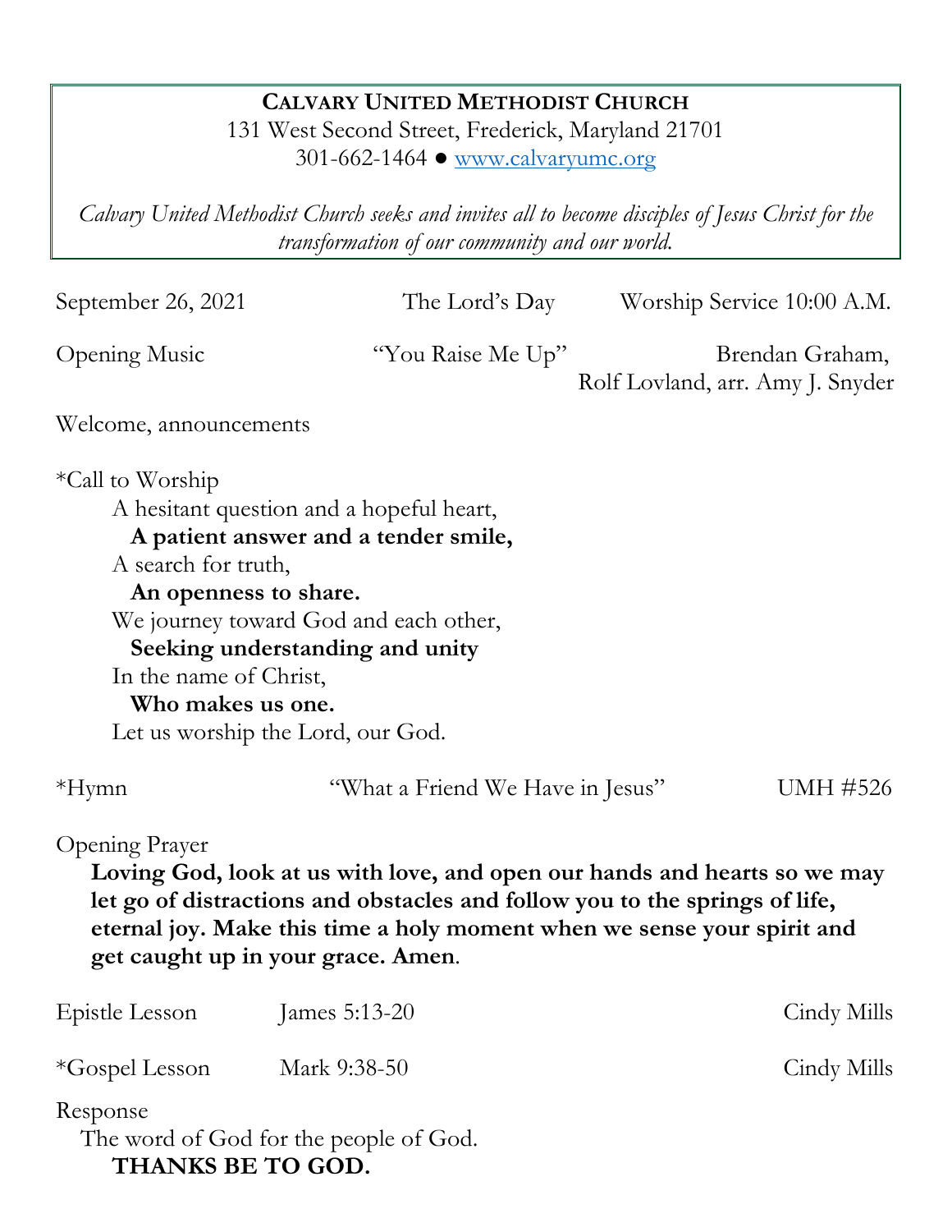**CALVARY UNITED METHODIST CHURCH**
131 West Second Street, Frederick, Maryland 21701
301-662-1464 ● www.calvaryumc.org

*Calvary United Methodist Church seeks and invites all to become disciples of Jesus Christ for the transformation of our community and our world.*

September 26, 2021 The Lord's Day Worship Service 10:00 A.M.

Opening Music "You Raise Me Up" Brendan Graham, Rolf Lovland, arr. Amy J. Snyder

Welcome, announcements

*Call to Worship

A hesitant question and a hopeful heart,
**A patient answer and a tender smile,**
A search for truth,
**An openness to share.**
We journey toward God and each other,
**Seeking understanding and unity**
In the name of Christ,
**Who makes us one.**
Let us worship the Lord, our God.

*Hymn "What a Friend We Have in Jesus" UMH #526

Opening Prayer

**Loving God, look at us with love, and open our hands and hearts so we may let go of distractions and obstacles and follow you to the springs of life, eternal joy. Make this time a holy moment when we sense your spirit and get caught up in your grace. Amen**.

Epistle Lesson James 5:13-20 Cindy Mills

*Gospel Lesson Mark 9:38-50 Cindy Mills

Response

The word of God for the people of God.
**THANKS BE TO GOD.**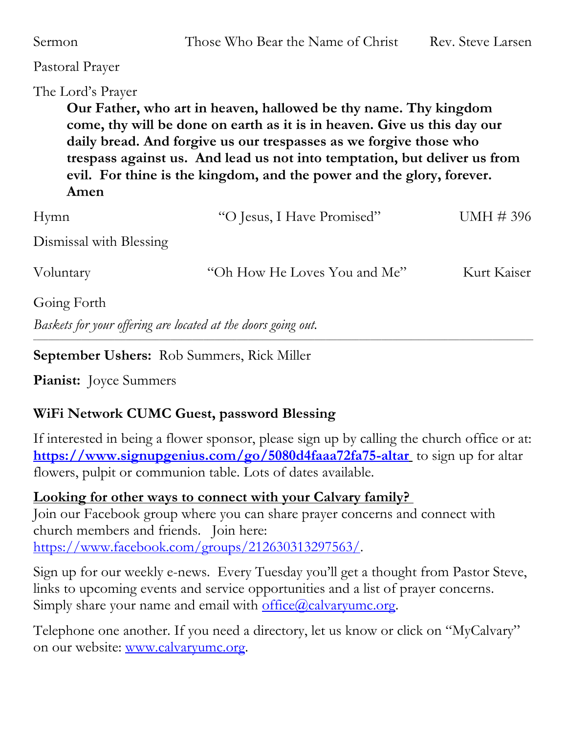Sermon Those Who Bear the Name of Christ Rev. Steve Larsen

Pastoral Prayer

The Lord's Prayer

**Our Father, who art in heaven, hallowed be thy name. Thy kingdom come, thy will be done on earth as it is in heaven. Give us this day our daily bread. And forgive us our trespasses as we forgive those who trespass against us. And lead us not into temptation, but deliver us from evil. For thine is the kingdom, and the power and the glory, forever. Amen**

Hymn "O Jesus, I Have Promised" UMH # 396

Dismissal with Blessing

Voluntary "Oh How He Loves You and Me" Kurt Kaiser

Going Forth

*Baskets for your offering are located at the doors going out.*

---

**September Ushers:** Rob Summers, Rick Miller

**Pianist:** Joyce Summers

### WiFi Network CUMC Guest, password Blessing

If interested in being a flower sponsor, please sign up by calling the church office or at: **https://www.signupgenius.com/go/5080d4faaa72fa75-altar** to sign up for altar flowers, pulpit or communion table. Lots of dates available.

**Looking for other ways to connect with your Calvary family?**

Join our Facebook group where you can share prayer concerns and connect with church members and friends. Join here: https://www.facebook.com/groups/212630313297563/.

Sign up for our weekly e-news. Every Tuesday you'll get a thought from Pastor Steve, links to upcoming events and service opportunities and a list of prayer concerns. Simply share your name and email with office@calvaryumc.org.

Telephone one another. If you need a directory, let us know or click on "MyCalvary" on our website: www.calvaryumc.org.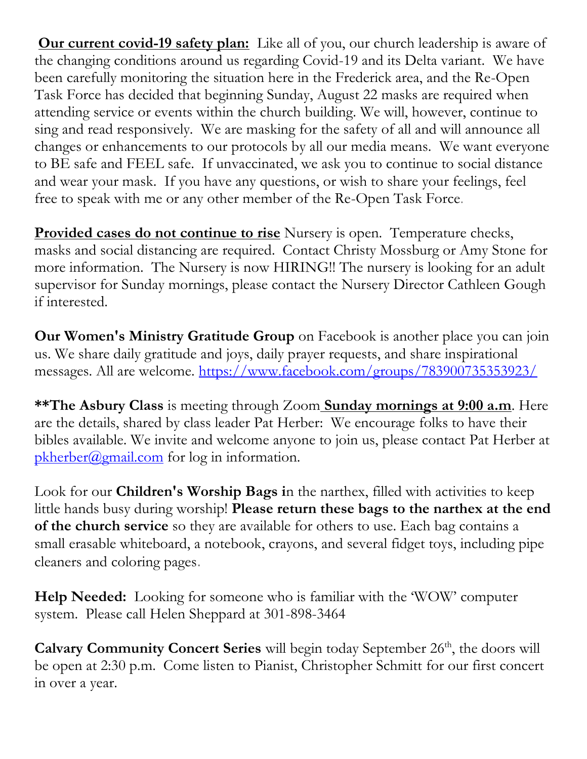**Our current covid-19 safety plan:** Like all of you, our church leadership is aware of the changing conditions around us regarding Covid-19 and its Delta variant. We have been carefully monitoring the situation here in the Frederick area, and the Re-Open Task Force has decided that beginning Sunday, August 22 masks are required when attending service or events within the church building. We will, however, continue to sing and read responsively. We are masking for the safety of all and will announce all changes or enhancements to our protocols by all our media means. We want everyone to BE safe and FEEL safe. If unvaccinated, we ask you to continue to social distance and wear your mask. If you have any questions, or wish to share your feelings, feel free to speak with me or any other member of the Re-Open Task Force.

**Provided cases do not continue to rise** Nursery is open. Temperature checks, masks and social distancing are required. Contact Christy Mossburg or Amy Stone for more information. The Nursery is now HIRING!! The nursery is looking for an adult supervisor for Sunday mornings, please contact the Nursery Director Cathleen Gough if interested.

**Our Women's Ministry Gratitude Group** on Facebook is another place you can join us. We share daily gratitude and joys, daily prayer requests, and share inspirational messages. All are welcome. https://www.facebook.com/groups/783900735353923/

**\*\*The Asbury Class** is meeting through Zoom **Sunday mornings at 9:00 a.m**. Here are the details, shared by class leader Pat Herber: We encourage folks to have their bibles available. We invite and welcome anyone to join us, please contact Pat Herber at pkherber@gmail.com for log in information.

Look for our **Children's Worship Bags i**n the narthex, filled with activities to keep little hands busy during worship! **Please return these bags to the narthex at the end of the church service** so they are available for others to use. Each bag contains a small erasable whiteboard, a notebook, crayons, and several fidget toys, including pipe cleaners and coloring pages.

**Help Needed:** Looking for someone who is familiar with the 'WOW' computer system. Please call Helen Sheppard at 301-898-3464

**Calvary Community Concert Series** will begin today September 26th, the doors will be open at 2:30 p.m. Come listen to Pianist, Christopher Schmitt for our first concert in over a year.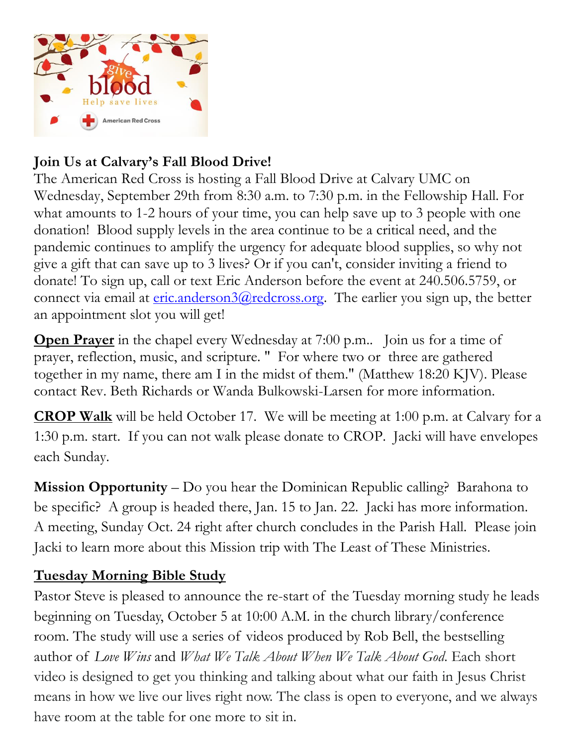**Join Us at Calvary's Fall Blood Drive!**
The American Red Cross is hosting a Fall Blood Drive at Calvary UMC on Wednesday, September 29th from 8:30 a.m. to 7:30 p.m. in the Fellowship Hall. For what amounts to 1-2 hours of your time, you can help save up to 3 people with one donation! Blood supply levels in the area continue to be a critical need, and the pandemic continues to amplify the urgency for adequate blood supplies, so why not give a gift that can save up to 3 lives? Or if you can't, consider inviting a friend to donate! To sign up, call or text Eric Anderson before the event at 240.506.5759, or connect via email at eric.anderson3@redcross.org. The earlier you sign up, the better an appointment slot you will get!

**Open Prayer** in the chapel every Wednesday at 7:00 p.m.. Join us for a time of prayer, reflection, music, and scripture. " For where two or three are gathered together in my name, there am I in the midst of them." (Matthew 18:20 KJV). Please contact Rev. Beth Richards or Wanda Bulkowski-Larsen for more information.

**CROP Walk** will be held October 17. We will be meeting at 1:00 p.m. at Calvary for a 1:30 p.m. start. If you can not walk please donate to CROP. Jacki will have envelopes each Sunday.

**Mission Opportunity** – Do you hear the Dominican Republic calling? Barahona to be specific? A group is headed there, Jan. 15 to Jan. 22. Jacki has more information. A meeting, Sunday Oct. 24 right after church concludes in the Parish Hall. Please join Jacki to learn more about this Mission trip with The Least of These Ministries.

**Tuesday Morning Bible Study**
Pastor Steve is pleased to announce the re-start of the Tuesday morning study he leads beginning on Tuesday, October 5 at 10:00 A.M. in the church library/conference room. The study will use a series of videos produced by Rob Bell, the bestselling author of *Love Wins* and *What We Talk About When We Talk About God*. Each short video is designed to get you thinking and talking about what our faith in Jesus Christ means in how we live our lives right now. The class is open to everyone, and we always have room at the table for one more to sit in.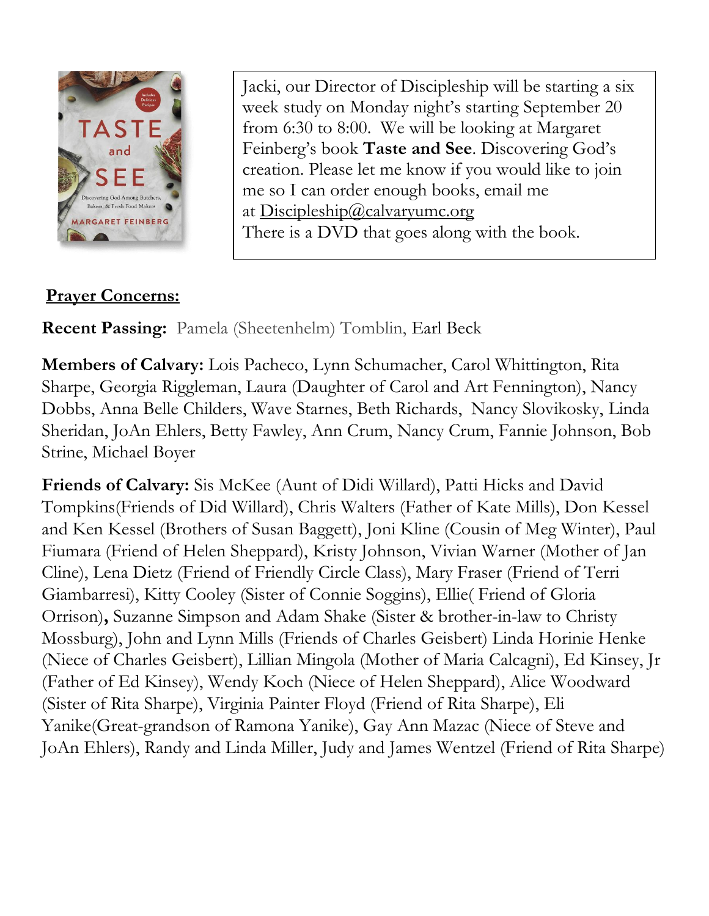Jacki, our Director of Discipleship will be starting a six week study on Monday night's starting September 20 from 6:30 to 8:00. We will be looking at Margaret Feinberg's book **Taste and See**. Discovering God's creation. Please let me know if you would like to join me so I can order enough books, email me at Discipleship@calvaryumc.org
There is a DVD that goes along with the book.

**Prayer Concerns:**

**Recent Passing:** Pamela (Sheetenhelm) Tomblin, Earl Beck

**Members of Calvary:** Lois Pacheco, Lynn Schumacher, Carol Whittington, Rita Sharpe, Georgia Riggleman, Laura (Daughter of Carol and Art Fennington), Nancy Dobbs, Anna Belle Childers, Wave Starnes, Beth Richards, Nancy Slovikosky, Linda Sheridan, JoAn Ehlers, Betty Fawley, Ann Crum, Nancy Crum, Fannie Johnson, Bob Strine, Michael Boyer

**Friends of Calvary:** Sis McKee (Aunt of Didi Willard), Patti Hicks and David Tompkins(Friends of Did Willard), Chris Walters (Father of Kate Mills), Don Kessel and Ken Kessel (Brothers of Susan Baggett), Joni Kline (Cousin of Meg Winter), Paul Fiumara (Friend of Helen Sheppard), Kristy Johnson, Vivian Warner (Mother of Jan Cline), Lena Dietz (Friend of Friendly Circle Class), Mary Fraser (Friend of Terri Giambarresi), Kitty Cooley (Sister of Connie Soggins), Ellie( Friend of Gloria Orrison)**,** Suzanne Simpson and Adam Shake (Sister & brother-in-law to Christy Mossburg), John and Lynn Mills (Friends of Charles Geisbert) Linda Horinie Henke (Niece of Charles Geisbert), Lillian Mingola (Mother of Maria Calcagni), Ed Kinsey, Jr (Father of Ed Kinsey), Wendy Koch (Niece of Helen Sheppard), Alice Woodward (Sister of Rita Sharpe), Virginia Painter Floyd (Friend of Rita Sharpe), Eli Yanike(Great-grandson of Ramona Yanike), Gay Ann Mazac (Niece of Steve and JoAn Ehlers), Randy and Linda Miller, Judy and James Wentzel (Friend of Rita Sharpe)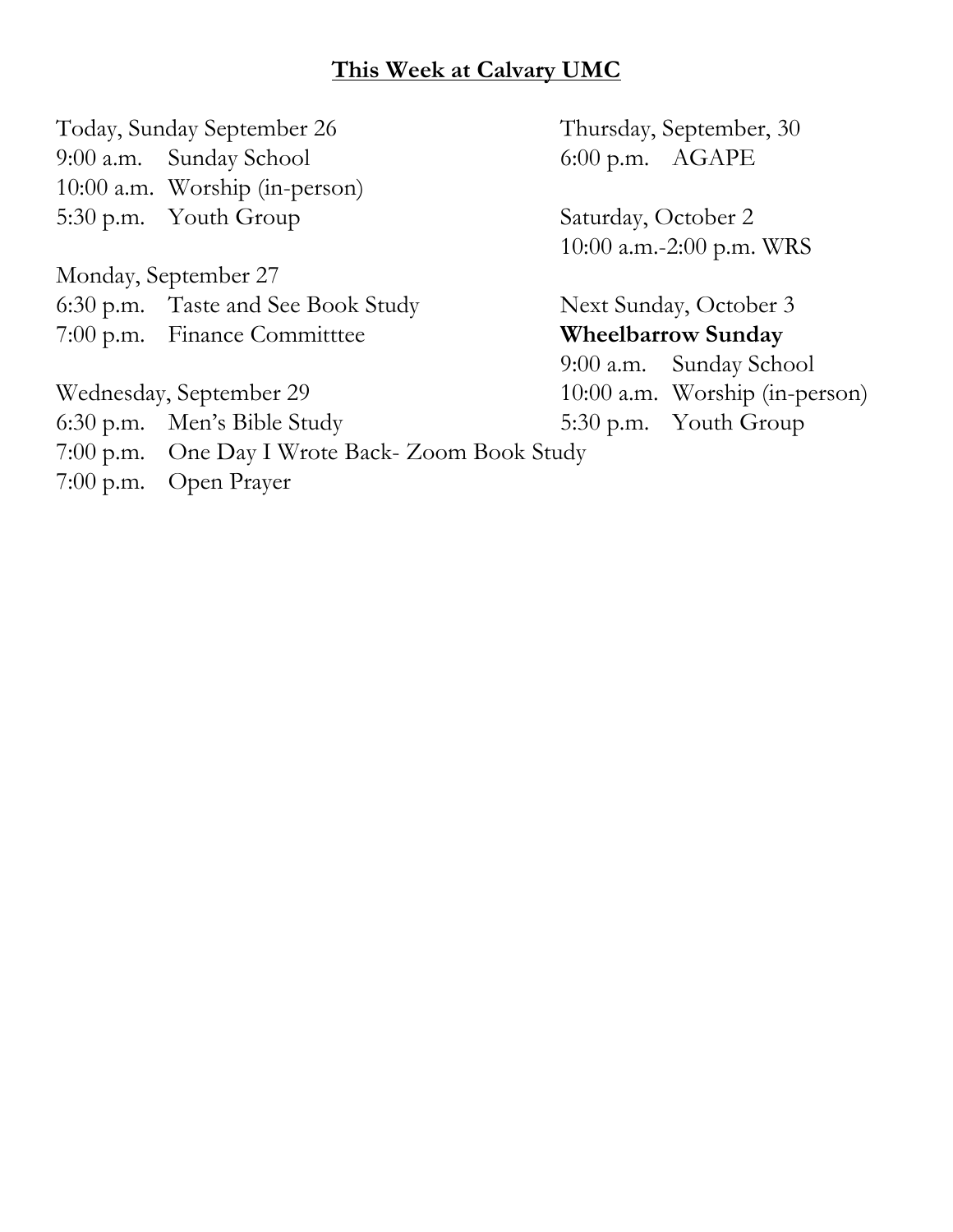**<u>This Week at Calvary UMC</u>**

Today, Sunday September 26
9:00 a.m. Sunday School
10:00 a.m. Worship (in-person)
5:30 p.m. Youth Group

Monday, September 27
6:30 p.m. Taste and See Book Study
7:00 p.m. Finance Committtee

Wednesday, September 29
6:30 p.m. Men's Bible Study
7:00 p.m. One Day I Wrote Back- Zoom Book Study
7:00 p.m. Open Prayer

Thursday, September, 30
6:00 p.m. AGAPE

Saturday, October 2
10:00 a.m.-2:00 p.m. WRS

Next Sunday, October 3
**Wheelbarrow Sunday**
9:00 a.m. Sunday School
10:00 a.m. Worship (in-person)
5:30 p.m. Youth Group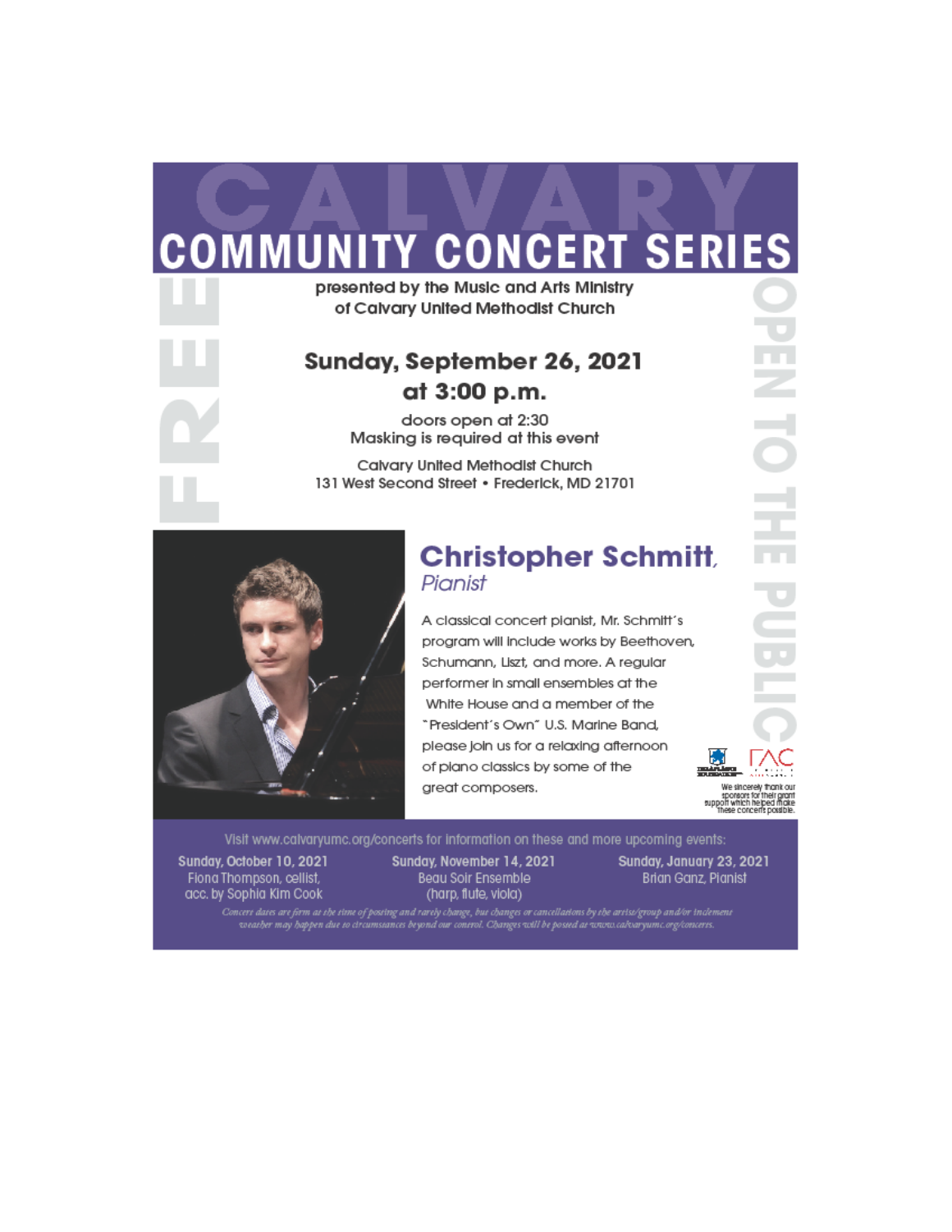# CALVARY COMMUNITY CONCERT SERIES

FREE

OPEN TO THE PUBLIC

presented by the Music and Arts Ministry
of Calvary United Methodist Church

## Sunday, September 26, 2021
## at 3:00 p.m.

doors open at 2:30
Masking is required at this event

Calvary United Methodist Church
131 West Second Street • Frederick, MD 21701

## Christopher Schmitt,
*Pianist*

A classical concert pianist, Mr. Schmitt's program will include works by Beethoven, Schumann, Liszt, and more. A regular performer in small ensembles at the White House and a member of the "President's Own" U.S. Marine Band, please join us for a relaxing afternoon of piano classics by some of the great composers.

We sincerely thank our sponsors for their grant support which helped make these concerts possible.

Visit www.calvaryumc.org/concerts for information on these and more upcoming events:

**Sunday, October 10, 2021**
Fiona Thompson, cellist,
acc. by Sophia Kim Cook

**Sunday, November 14, 2021**
Beau Soir Ensemble
(harp, flute, viola)

**Sunday, January 23, 2021**
Brian Ganz, Pianist

*Concert dates are firm at the time of posting and rarely change, but changes or cancellations by the artist/group and/or inclement weather may happen due to circumstances beyond our control. Changes will be posted at www.calvaryumc.org/concerts.*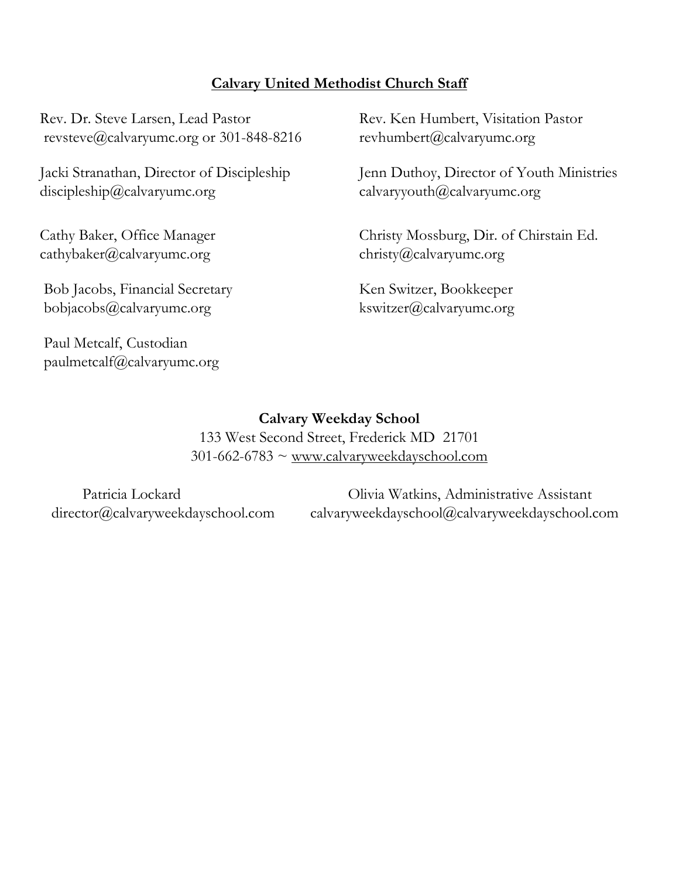## Calvary United Methodist Church Staff

Rev. Dr. Steve Larsen, Lead Pastor
revsteve@calvaryumc.org or 301-848-8216

Rev. Ken Humbert, Visitation Pastor
revhumbert@calvaryumc.org

Jacki Stranathan, Director of Discipleship
discipleship@calvaryumc.org

Jenn Duthoy, Director of Youth Ministries
calvaryyouth@calvaryumc.org

Cathy Baker, Office Manager
cathybaker@calvaryumc.org

Christy Mossburg, Dir. of Chirstain Ed.
christy@calvaryumc.org

Bob Jacobs, Financial Secretary
bobjacobs@calvaryumc.org

Ken Switzer, Bookkeeper
kswitzer@calvaryumc.org

Paul Metcalf, Custodian
paulmetcalf@calvaryumc.org

### Calvary Weekday School

133 West Second Street, Frederick MD 21701
301-662-6783 ~ www.calvaryweekdayschool.com

Patricia Lockard
director@calvaryweekdayschool.com

Olivia Watkins, Administrative Assistant
calvaryweekdayschool@calvaryweekdayschool.com